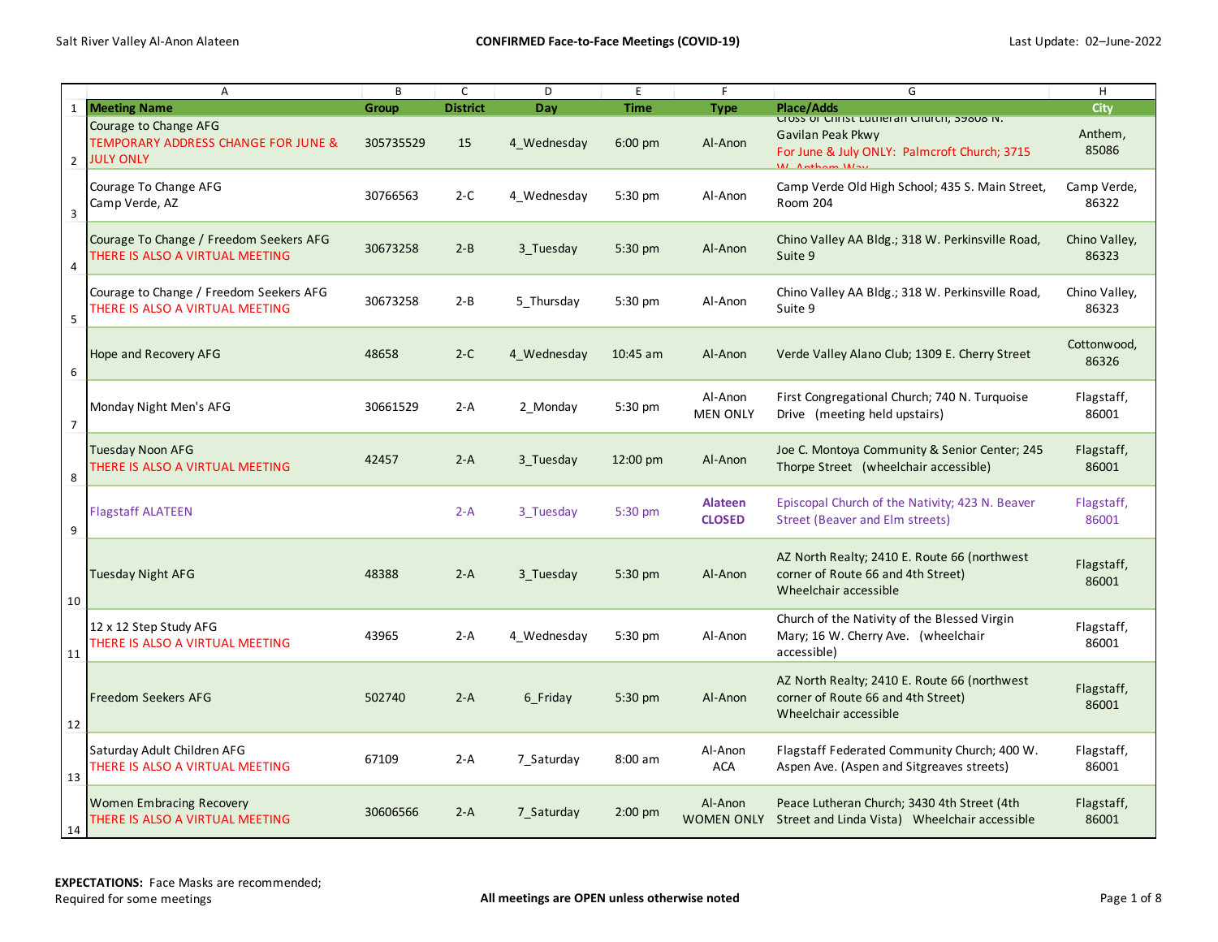Salt River Valley Al-Anon Alateen

**CONFIRMED Face-to-Face Meetings (COVID-19)**

Last Update: 02–June-2022

| Meeting Name | Group | District | Day | Time | Type | Place/Adds | City |
|---|---|---|---|---|---|---|---|
| Courage to Change AFG<br>TEMPORARY ADDRESS CHANGE FOR JUNE & JULY ONLY | 305735529 | 15 | 4_Wednesday | 6:00 pm | Al-Anon | Cross of Christ Lutheran Church; 39808 N. Gavilan Peak Pkwy<br>For June & July ONLY: Palmcroft Church; 3715 W. Anthem Way | Anthem, 85086 |
| Courage To Change AFG<br>Camp Verde, AZ | 30766563 | 2-C | 4_Wednesday | 5:30 pm | Al-Anon | Camp Verde Old High School; 435 S. Main Street, Room 204 | Camp Verde, 86322 |
| Courage To Change / Freedom Seekers AFG<br>THERE IS ALSO A VIRTUAL MEETING | 30673258 | 2-B | 3_Tuesday | 5:30 pm | Al-Anon | Chino Valley AA Bldg.; 318 W. Perkinsville Road, Suite 9 | Chino Valley, 86323 |
| Courage to Change / Freedom Seekers AFG<br>THERE IS ALSO A VIRTUAL MEETING | 30673258 | 2-B | 5_Thursday | 5:30 pm | Al-Anon | Chino Valley AA Bldg.; 318 W. Perkinsville Road, Suite 9 | Chino Valley, 86323 |
| Hope and Recovery AFG | 48658 | 2-C | 4_Wednesday | 10:45 am | Al-Anon | Verde Valley Alano Club; 1309 E. Cherry Street | Cottonwood, 86326 |
| Monday Night Men's AFG | 30661529 | 2-A | 2_Monday | 5:30 pm | Al-Anon<br>MEN ONLY | First Congregational Church; 740 N. Turquoise Drive (meeting held upstairs) | Flagstaff, 86001 |
| Tuesday Noon AFG<br>THERE IS ALSO A VIRTUAL MEETING | 42457 | 2-A | 3_Tuesday | 12:00 pm | Al-Anon | Joe C. Montoya Community & Senior Center; 245 Thorpe Street (wheelchair accessible) | Flagstaff, 86001 |
| Flagstaff ALATEEN | | 2-A | 3_Tuesday | 5:30 pm | **Alateen CLOSED** | Episcopal Church of the Nativity; 423 N. Beaver Street (Beaver and Elm streets) | Flagstaff, 86001 |
| Tuesday Night AFG | 48388 | 2-A | 3_Tuesday | 5:30 pm | Al-Anon | AZ North Realty; 2410 E. Route 66 (northwest corner of Route 66 and 4th Street)<br>Wheelchair accessible | Flagstaff, 86001 |
| 12 x 12 Step Study AFG<br>THERE IS ALSO A VIRTUAL MEETING | 43965 | 2-A | 4_Wednesday | 5:30 pm | Al-Anon | Church of the Nativity of the Blessed Virgin Mary; 16 W. Cherry Ave. (wheelchair accessible) | Flagstaff, 86001 |
| Freedom Seekers AFG | 502740 | 2-A | 6_Friday | 5:30 pm | Al-Anon | AZ North Realty; 2410 E. Route 66 (northwest corner of Route 66 and 4th Street)<br>Wheelchair accessible | Flagstaff, 86001 |
| Saturday Adult Children AFG<br>THERE IS ALSO A VIRTUAL MEETING | 67109 | 2-A | 7_Saturday | 8:00 am | Al-Anon<br>ACA | Flagstaff Federated Community Church; 400 W. Aspen Ave. (Aspen and Sitgreaves streets) | Flagstaff, 86001 |
| Women Embracing Recovery<br>THERE IS ALSO A VIRTUAL MEETING | 30606566 | 2-A | 7_Saturday | 2:00 pm | Al-Anon<br>WOMEN ONLY | Peace Lutheran Church; 3430 4th Street (4th Street and Linda Vista) Wheelchair accessible | Flagstaff, 86001 |

**EXPECTATIONS:** Face Masks are recommended; Required for some meetings

**All meetings are OPEN unless otherwise noted**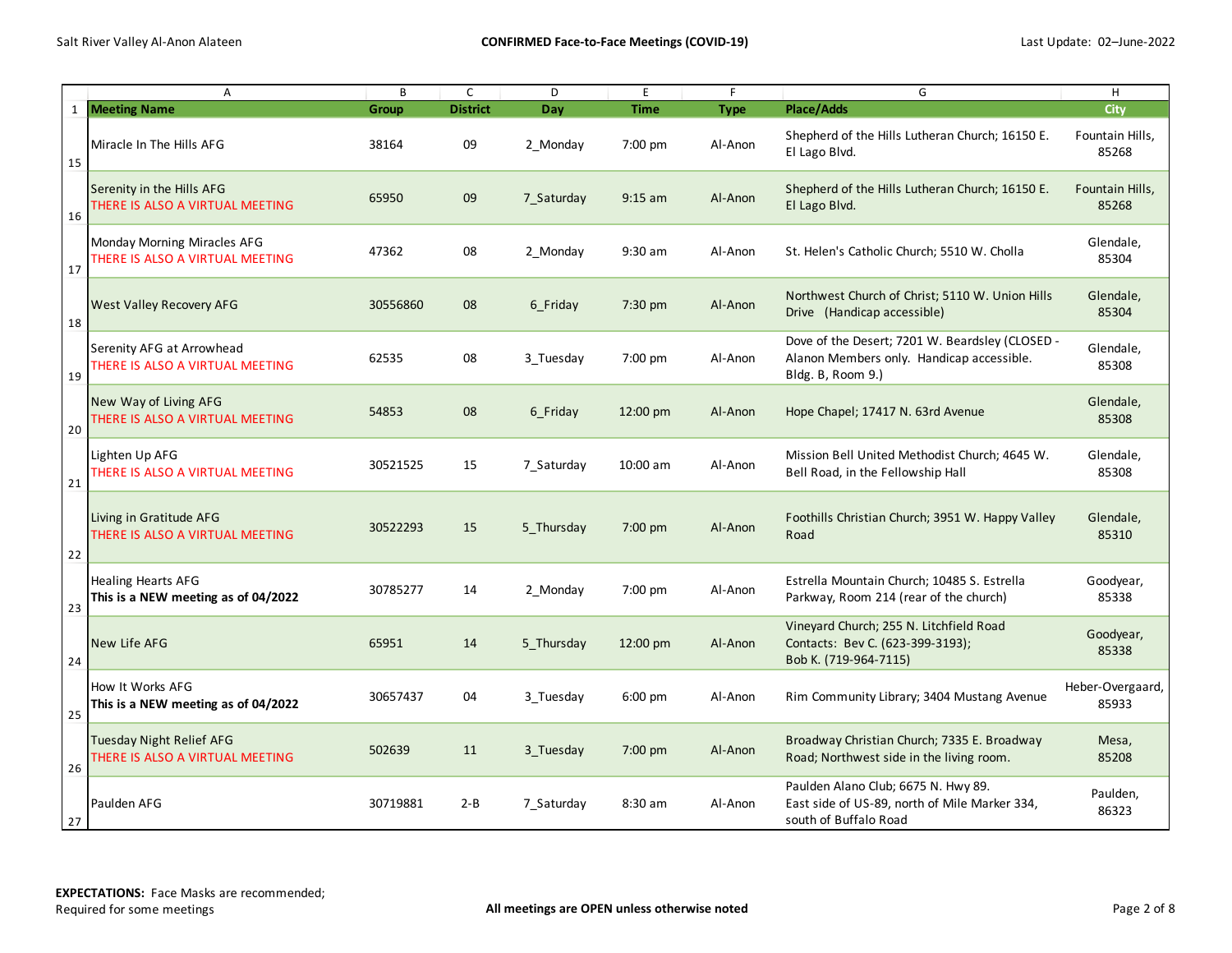|  | A | B | C | D | E | F | G | H |
|---|---|---|---|---|---|---|---|---|
| 1 | **Meeting Name** | **Group** | **District** | **Day** | **Time** | **Type** | **Place/Adds** | **City** |
| 15 | Miracle In The Hills AFG | 38164 | 09 | 2_Monday | 7:00 pm | Al-Anon | Shepherd of the Hills Lutheran Church; 16150 E. El Lago Blvd. | Fountain Hills, 85268 |
| 16 | Serenity in the Hills AFG THERE IS ALSO A VIRTUAL MEETING | 65950 | 09 | 7_Saturday | 9:15 am | Al-Anon | Shepherd of the Hills Lutheran Church; 16150 E. El Lago Blvd. | Fountain Hills, 85268 |
| 17 | Monday Morning Miracles AFG THERE IS ALSO A VIRTUAL MEETING | 47362 | 08 | 2_Monday | 9:30 am | Al-Anon | St. Helen's Catholic Church; 5510 W. Cholla | Glendale, 85304 |
| 18 | West Valley Recovery AFG | 30556860 | 08 | 6_Friday | 7:30 pm | Al-Anon | Northwest Church of Christ; 5110 W. Union Hills Drive (Handicap accessible) | Glendale, 85304 |
| 19 | Serenity AFG at Arrowhead THERE IS ALSO A VIRTUAL MEETING | 62535 | 08 | 3_Tuesday | 7:00 pm | Al-Anon | Dove of the Desert; 7201 W. Beardsley (CLOSED - Alanon Members only. Handicap accessible. Bldg. B, Room 9.) | Glendale, 85308 |
| 20 | New Way of Living AFG THERE IS ALSO A VIRTUAL MEETING | 54853 | 08 | 6_Friday | 12:00 pm | Al-Anon | Hope Chapel; 17417 N. 63rd Avenue | Glendale, 85308 |
| 21 | Lighten Up AFG THERE IS ALSO A VIRTUAL MEETING | 30521525 | 15 | 7_Saturday | 10:00 am | Al-Anon | Mission Bell United Methodist Church; 4645 W. Bell Road, in the Fellowship Hall | Glendale, 85308 |
| 22 | Living in Gratitude AFG THERE IS ALSO A VIRTUAL MEETING | 30522293 | 15 | 5_Thursday | 7:00 pm | Al-Anon | Foothills Christian Church; 3951 W. Happy Valley Road | Glendale, 85310 |
| 23 | Healing Hearts AFG **This is a NEW meeting as of 04/2022** | 30785277 | 14 | 2_Monday | 7:00 pm | Al-Anon | Estrella Mountain Church; 10485 S. Estrella Parkway, Room 214 (rear of the church) | Goodyear, 85338 |
| 24 | New Life AFG | 65951 | 14 | 5_Thursday | 12:00 pm | Al-Anon | Vineyard Church; 255 N. Litchfield Road Contacts: Bev C. (623-399-3193); Bob K. (719-964-7115) | Goodyear, 85338 |
| 25 | How It Works AFG **This is a NEW meeting as of 04/2022** | 30657437 | 04 | 3_Tuesday | 6:00 pm | Al-Anon | Rim Community Library; 3404 Mustang Avenue | Heber-Overgaard, 85933 |
| 26 | Tuesday Night Relief AFG THERE IS ALSO A VIRTUAL MEETING | 502639 | 11 | 3_Tuesday | 7:00 pm | Al-Anon | Broadway Christian Church; 7335 E. Broadway Road; Northwest side in the living room. | Mesa, 85208 |
| 27 | Paulden AFG | 30719881 | 2-B | 7_Saturday | 8:30 am | Al-Anon | Paulden Alano Club; 6675 N. Hwy 89. East side of US-89, north of Mile Marker 334, south of Buffalo Road | Paulden, 86323 |

**EXPECTATIONS:** Face Masks are recommended; Required for some meetings

**All meetings are OPEN unless otherwise noted**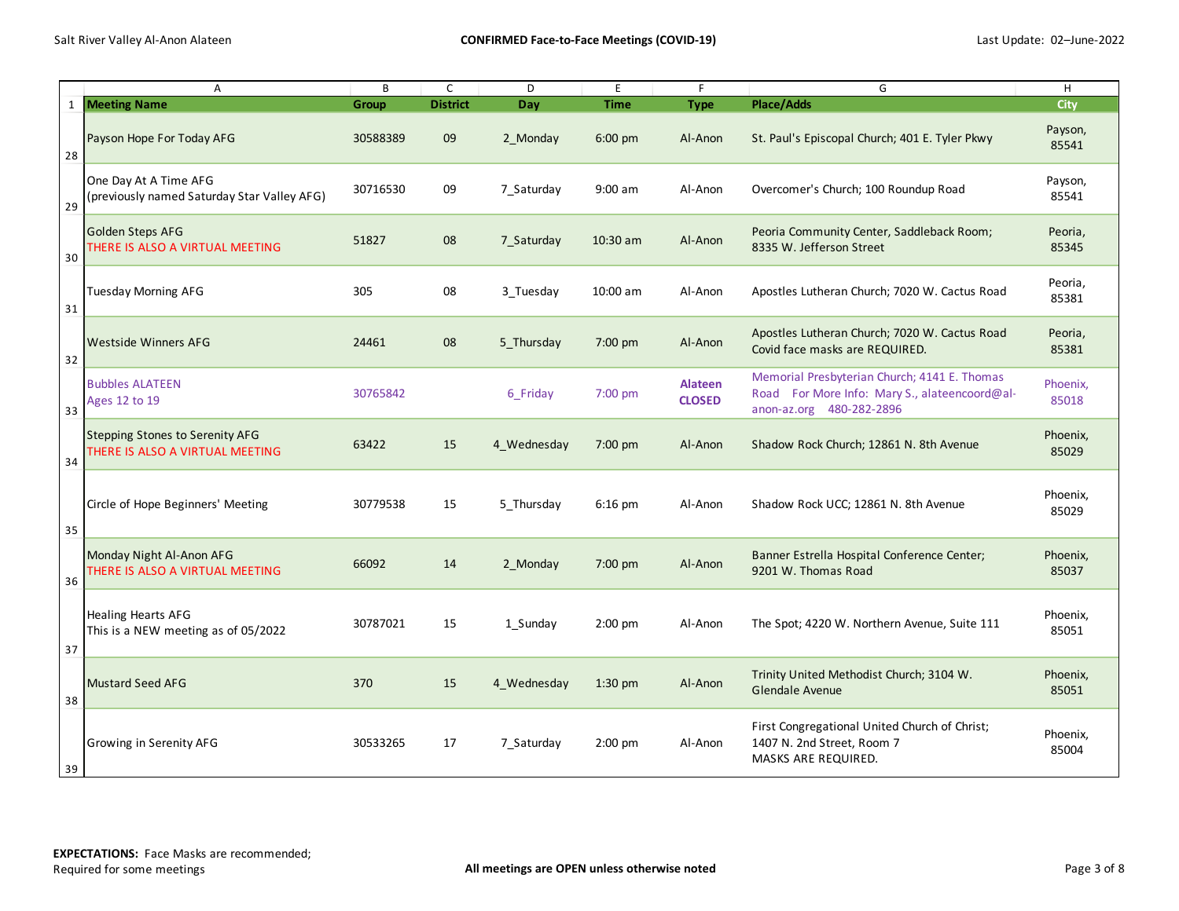| | A | B | C | D | E | F | G | H |
|---|---|---|---|---|---|---|---|---|
| 1 | **Meeting Name** | **Group** | **District** | **Day** | **Time** | **Type** | **Place/Adds** | **City** |
| 28 | Payson Hope For Today AFG | 30588389 | 09 | 2_Monday | 6:00 pm | Al-Anon | St. Paul's Episcopal Church; 401 E. Tyler Pkwy | Payson, 85541 |
| 29 | One Day At A Time AFG (previously named Saturday Star Valley AFG) | 30716530 | 09 | 7_Saturday | 9:00 am | Al-Anon | Overcomer's Church; 100 Roundup Road | Payson, 85541 |
| 30 | Golden Steps AFG THERE IS ALSO A VIRTUAL MEETING | 51827 | 08 | 7_Saturday | 10:30 am | Al-Anon | Peoria Community Center, Saddleback Room; 8335 W. Jefferson Street | Peoria, 85345 |
| 31 | Tuesday Morning AFG | 305 | 08 | 3_Tuesday | 10:00 am | Al-Anon | Apostles Lutheran Church; 7020 W. Cactus Road | Peoria, 85381 |
| 32 | Westside Winners AFG | 24461 | 08 | 5_Thursday | 7:00 pm | Al-Anon | Apostles Lutheran Church; 7020 W. Cactus Road Covid face masks are REQUIRED. | Peoria, 85381 |
| 33 | Bubbles ALATEEN Ages 12 to 19 | 30765842 | | 6_Friday | 7:00 pm | **Alateen CLOSED** | Memorial Presbyterian Church; 4141 E. Thomas Road For More Info: Mary S., alateencoord@al-anon-az.org 480-282-2896 | Phoenix, 85018 |
| 34 | Stepping Stones to Serenity AFG THERE IS ALSO A VIRTUAL MEETING | 63422 | 15 | 4_Wednesday | 7:00 pm | Al-Anon | Shadow Rock Church; 12861 N. 8th Avenue | Phoenix, 85029 |
| 35 | Circle of Hope Beginners' Meeting | 30779538 | 15 | 5_Thursday | 6:16 pm | Al-Anon | Shadow Rock UCC; 12861 N. 8th Avenue | Phoenix, 85029 |
| 36 | Monday Night Al-Anon AFG THERE IS ALSO A VIRTUAL MEETING | 66092 | 14 | 2_Monday | 7:00 pm | Al-Anon | Banner Estrella Hospital Conference Center; 9201 W. Thomas Road | Phoenix, 85037 |
| 37 | Healing Hearts AFG This is a NEW meeting as of 05/2022 | 30787021 | 15 | 1_Sunday | 2:00 pm | Al-Anon | The Spot; 4220 W. Northern Avenue, Suite 111 | Phoenix, 85051 |
| 38 | Mustard Seed AFG | 370 | 15 | 4_Wednesday | 1:30 pm | Al-Anon | Trinity United Methodist Church; 3104 W. Glendale Avenue | Phoenix, 85051 |
| 39 | Growing in Serenity AFG | 30533265 | 17 | 7_Saturday | 2:00 pm | Al-Anon | First Congregational United Church of Christ; 1407 N. 2nd Street, Room 7 MASKS ARE REQUIRED. | Phoenix, 85004 |

**EXPECTATIONS:** Face Masks are recommended; Required for some meetings

**All meetings are OPEN unless otherwise noted**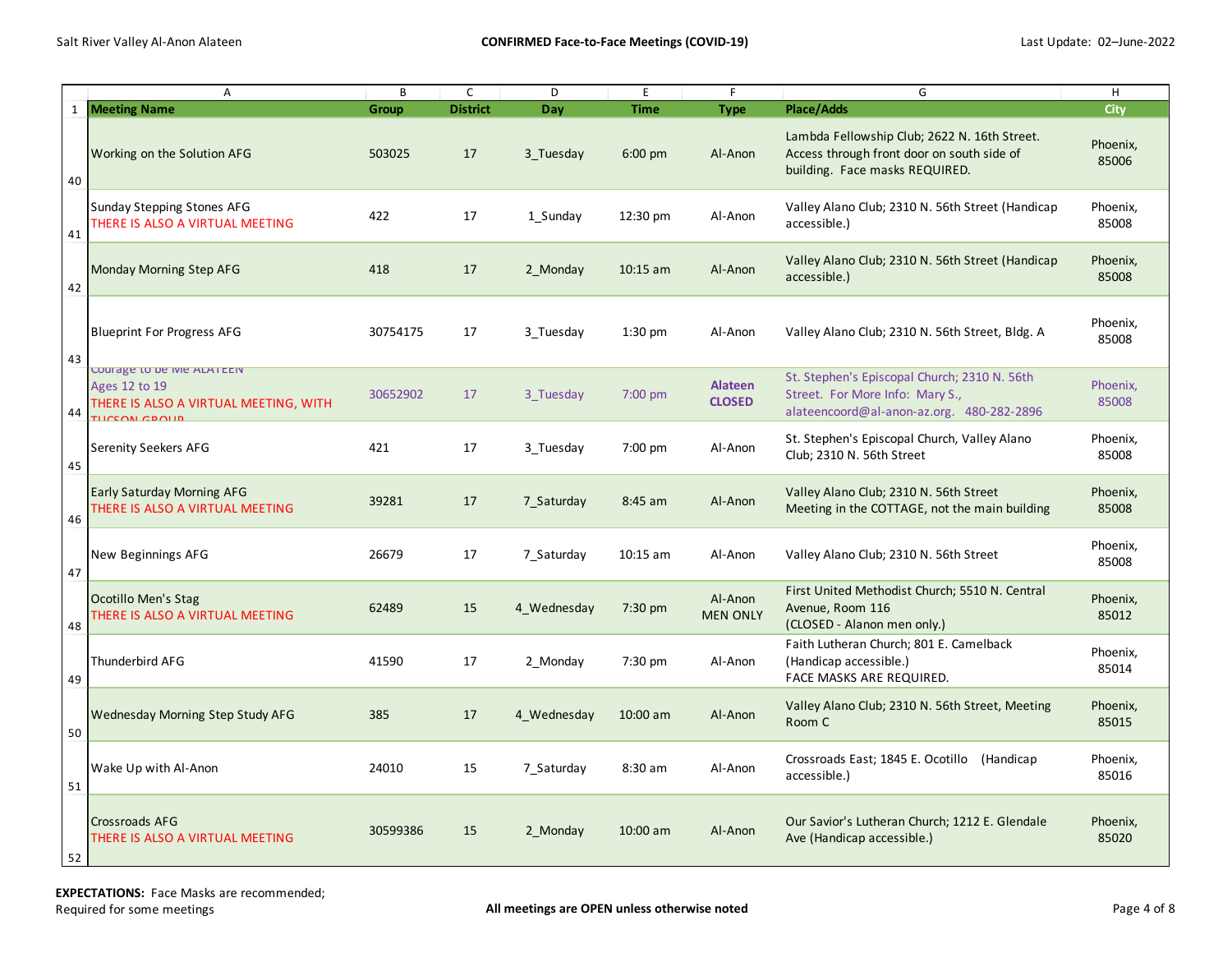| | A | B | C | D | E | F | G | H |
|---|---|---|---|---|---|---|---|---|
| 1 | **Meeting Name** | **Group** | **District** | **Day** | **Time** | **Type** | **Place/Adds** | **City** |
| 40 | Working on the Solution AFG | 503025 | 17 | 3_Tuesday | 6:00 pm | Al-Anon | Lambda Fellowship Club; 2622 N. 16th Street. Access through front door on south side of building. Face masks REQUIRED. | Phoenix, 85006 |
| 41 | Sunday Stepping Stones AFG THERE IS ALSO A VIRTUAL MEETING | 422 | 17 | 1_Sunday | 12:30 pm | Al-Anon | Valley Alano Club; 2310 N. 56th Street (Handicap accessible.) | Phoenix, 85008 |
| 42 | Monday Morning Step AFG | 418 | 17 | 2_Monday | 10:15 am | Al-Anon | Valley Alano Club; 2310 N. 56th Street (Handicap accessible.) | Phoenix, 85008 |
| 43 | Blueprint For Progress AFG | 30754175 | 17 | 3_Tuesday | 1:30 pm | Al-Anon | Valley Alano Club; 2310 N. 56th Street, Bldg. A | Phoenix, 85008 |
| 44 | Courage to be Me ALATEEN Ages 12 to 19 THERE IS ALSO A VIRTUAL MEETING, WITH TUCSON GROUP | 30652902 | 17 | 3_Tuesday | 7:00 pm | **Alateen CLOSED** | St. Stephen's Episcopal Church; 2310 N. 56th Street. For More Info: Mary S., alateencoord@al-anon-az.org. 480-282-2896 | Phoenix, 85008 |
| 45 | Serenity Seekers AFG | 421 | 17 | 3_Tuesday | 7:00 pm | Al-Anon | St. Stephen's Episcopal Church, Valley Alano Club; 2310 N. 56th Street | Phoenix, 85008 |
| 46 | Early Saturday Morning AFG THERE IS ALSO A VIRTUAL MEETING | 39281 | 17 | 7_Saturday | 8:45 am | Al-Anon | Valley Alano Club; 2310 N. 56th Street Meeting in the COTTAGE, not the main building | Phoenix, 85008 |
| 47 | New Beginnings AFG | 26679 | 17 | 7_Saturday | 10:15 am | Al-Anon | Valley Alano Club; 2310 N. 56th Street | Phoenix, 85008 |
| 48 | Ocotillo Men's Stag THERE IS ALSO A VIRTUAL MEETING | 62489 | 15 | 4_Wednesday | 7:30 pm | Al-Anon MEN ONLY | First United Methodist Church; 5510 N. Central Avenue, Room 116 (CLOSED - Alanon men only.) | Phoenix, 85012 |
| 49 | Thunderbird AFG | 41590 | 17 | 2_Monday | 7:30 pm | Al-Anon | Faith Lutheran Church; 801 E. Camelback (Handicap accessible.) FACE MASKS ARE REQUIRED. | Phoenix, 85014 |
| 50 | Wednesday Morning Step Study AFG | 385 | 17 | 4_Wednesday | 10:00 am | Al-Anon | Valley Alano Club; 2310 N. 56th Street, Meeting Room C | Phoenix, 85015 |
| 51 | Wake Up with Al-Anon | 24010 | 15 | 7_Saturday | 8:30 am | Al-Anon | Crossroads East; 1845 E. Ocotillo (Handicap accessible.) | Phoenix, 85016 |
| 52 | Crossroads AFG THERE IS ALSO A VIRTUAL MEETING | 30599386 | 15 | 2_Monday | 10:00 am | Al-Anon | Our Savior's Lutheran Church; 1212 E. Glendale Ave (Handicap accessible.) | Phoenix, 85020 |

**EXPECTATIONS:** Face Masks are recommended; Required for some meetings

**All meetings are OPEN unless otherwise noted**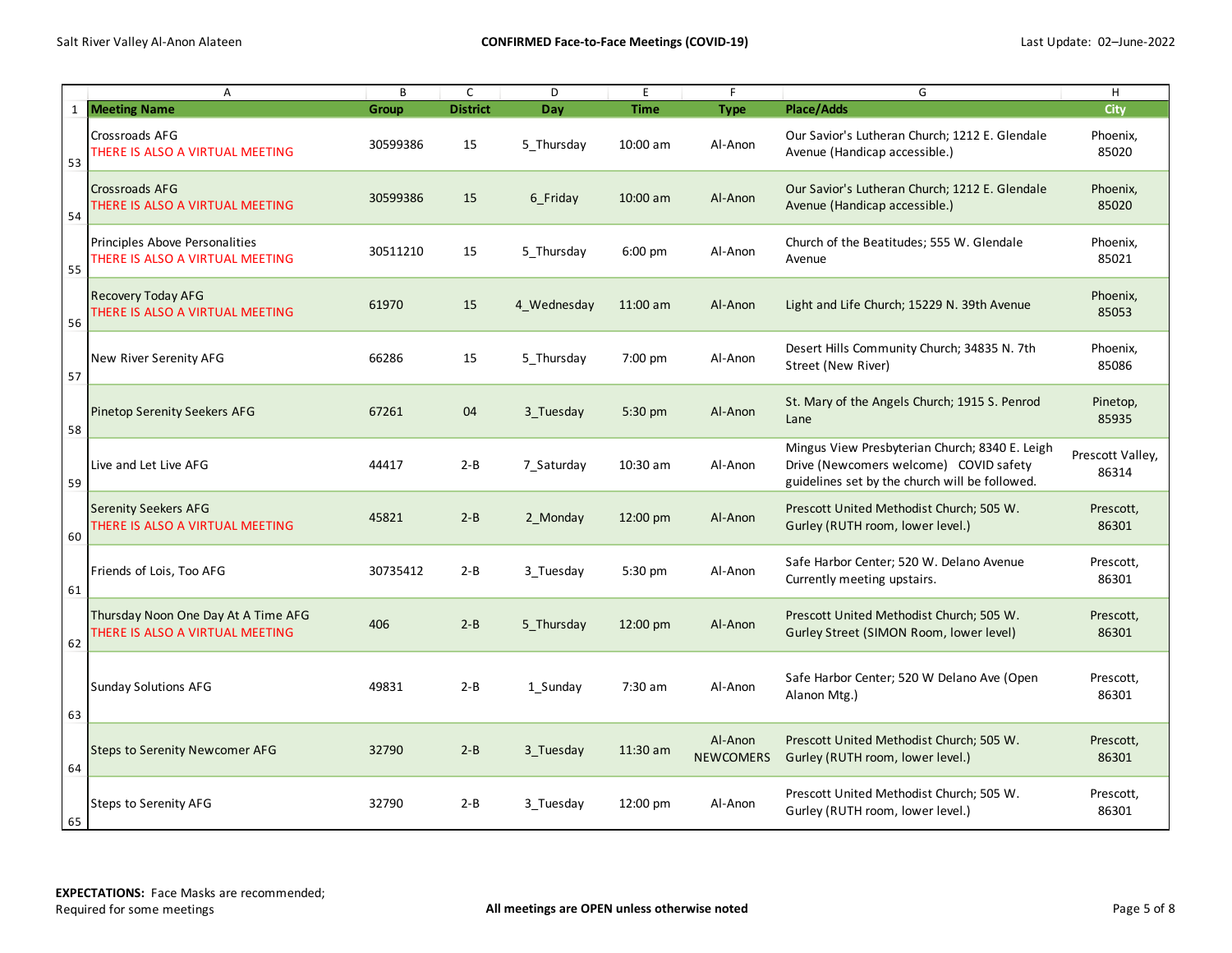| | A | B | C | D | E | F | G | H |
|---|---|---|---|---|---|---|---|---|
| 1 | **Meeting Name** | **Group** | **District** | **Day** | **Time** | **Type** | **Place/Adds** | **City** |
| 53 | Crossroads AFG THERE IS ALSO A VIRTUAL MEETING | 30599386 | 15 | 5_Thursday | 10:00 am | Al-Anon | Our Savior's Lutheran Church; 1212 E. Glendale Avenue (Handicap accessible.) | Phoenix, 85020 |
| 54 | Crossroads AFG THERE IS ALSO A VIRTUAL MEETING | 30599386 | 15 | 6_Friday | 10:00 am | Al-Anon | Our Savior's Lutheran Church; 1212 E. Glendale Avenue (Handicap accessible.) | Phoenix, 85020 |
| 55 | Principles Above Personalities THERE IS ALSO A VIRTUAL MEETING | 30511210 | 15 | 5_Thursday | 6:00 pm | Al-Anon | Church of the Beatitudes; 555 W. Glendale Avenue | Phoenix, 85021 |
| 56 | Recovery Today AFG THERE IS ALSO A VIRTUAL MEETING | 61970 | 15 | 4_Wednesday | 11:00 am | Al-Anon | Light and Life Church; 15229 N. 39th Avenue | Phoenix, 85053 |
| 57 | New River Serenity AFG | 66286 | 15 | 5_Thursday | 7:00 pm | Al-Anon | Desert Hills Community Church; 34835 N. 7th Street (New River) | Phoenix, 85086 |
| 58 | Pinetop Serenity Seekers AFG | 67261 | 04 | 3_Tuesday | 5:30 pm | Al-Anon | St. Mary of the Angels Church; 1915 S. Penrod Lane | Pinetop, 85935 |
| 59 | Live and Let Live AFG | 44417 | 2-B | 7_Saturday | 10:30 am | Al-Anon | Mingus View Presbyterian Church; 8340 E. Leigh Drive (Newcomers welcome) COVID safety guidelines set by the church will be followed. | Prescott Valley, 86314 |
| 60 | Serenity Seekers AFG THERE IS ALSO A VIRTUAL MEETING | 45821 | 2-B | 2_Monday | 12:00 pm | Al-Anon | Prescott United Methodist Church; 505 W. Gurley (RUTH room, lower level.) | Prescott, 86301 |
| 61 | Friends of Lois, Too AFG | 30735412 | 2-B | 3_Tuesday | 5:30 pm | Al-Anon | Safe Harbor Center; 520 W. Delano Avenue Currently meeting upstairs. | Prescott, 86301 |
| 62 | Thursday Noon One Day At A Time AFG THERE IS ALSO A VIRTUAL MEETING | 406 | 2-B | 5_Thursday | 12:00 pm | Al-Anon | Prescott United Methodist Church; 505 W. Gurley Street (SIMON Room, lower level) | Prescott, 86301 |
| 63 | Sunday Solutions AFG | 49831 | 2-B | 1_Sunday | 7:30 am | Al-Anon | Safe Harbor Center; 520 W Delano Ave (Open Alanon Mtg.) | Prescott, 86301 |
| 64 | Steps to Serenity Newcomer AFG | 32790 | 2-B | 3_Tuesday | 11:30 am | Al-Anon NEWCOMERS | Prescott United Methodist Church; 505 W. Gurley (RUTH room, lower level.) | Prescott, 86301 |
| 65 | Steps to Serenity AFG | 32790 | 2-B | 3_Tuesday | 12:00 pm | Al-Anon | Prescott United Methodist Church; 505 W. Gurley (RUTH room, lower level.) | Prescott, 86301 |

**EXPECTATIONS:** Face Masks are recommended; Required for some meetings

**All meetings are OPEN unless otherwise noted**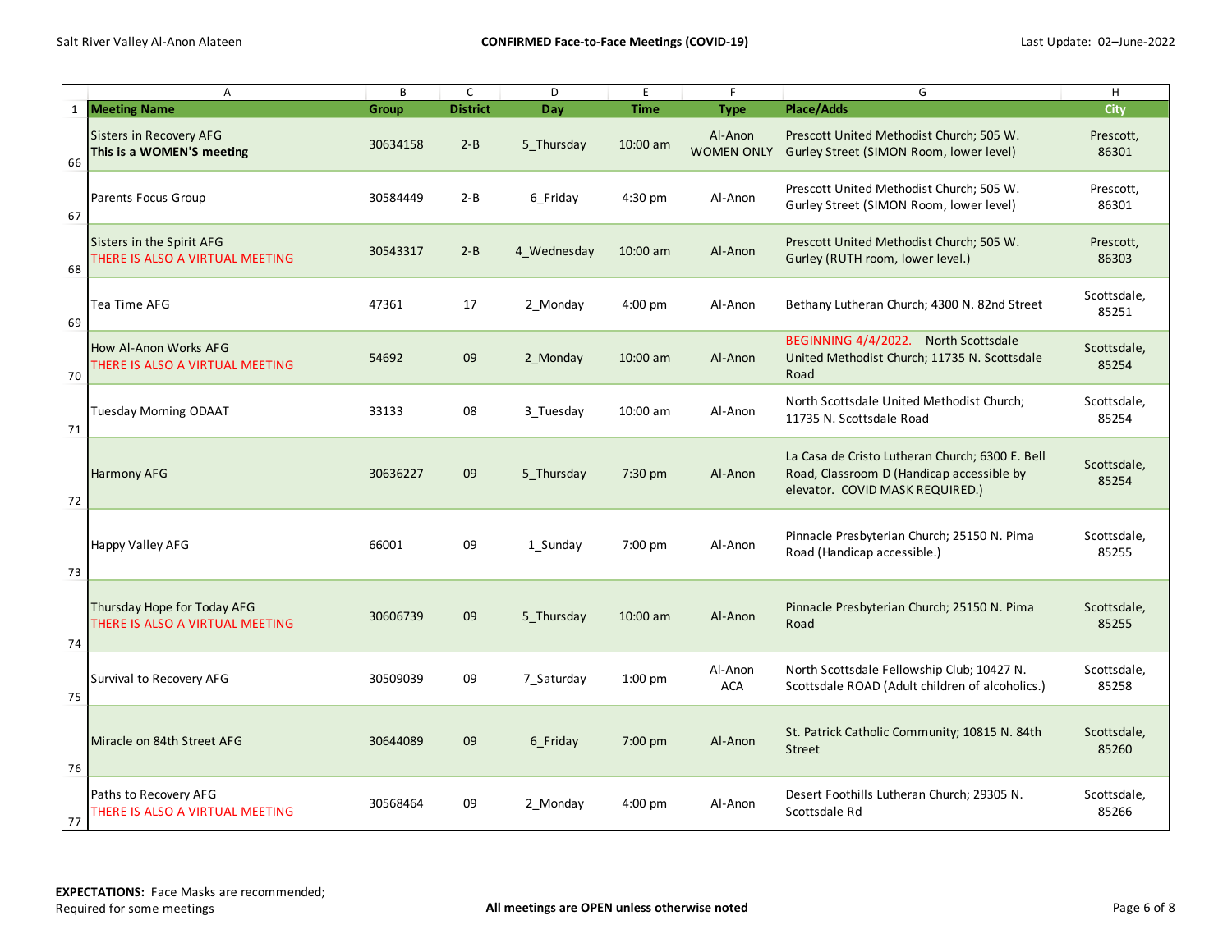| | A | B | C | D | E | F | G | H |
|---|---|---|---|---|---|---|---|---|
| 1 | **Meeting Name** | **Group** | **District** | **Day** | **Time** | **Type** | **Place/Adds** | **City** |
| 66 | Sisters in Recovery AFG **This is a WOMEN'S meeting** | 30634158 | 2-B | 5_Thursday | 10:00 am | Al-Anon WOMEN ONLY | Prescott United Methodist Church; 505 W. Gurley Street (SIMON Room, lower level) | Prescott, 86301 |
| 67 | Parents Focus Group | 30584449 | 2-B | 6_Friday | 4:30 pm | Al-Anon | Prescott United Methodist Church; 505 W. Gurley Street (SIMON Room, lower level) | Prescott, 86301 |
| 68 | Sisters in the Spirit AFG THERE IS ALSO A VIRTUAL MEETING | 30543317 | 2-B | 4_Wednesday | 10:00 am | Al-Anon | Prescott United Methodist Church; 505 W. Gurley (RUTH room, lower level.) | Prescott, 86303 |
| 69 | Tea Time AFG | 47361 | 17 | 2_Monday | 4:00 pm | Al-Anon | Bethany Lutheran Church; 4300 N. 82nd Street | Scottsdale, 85251 |
| 70 | How Al-Anon Works AFG THERE IS ALSO A VIRTUAL MEETING | 54692 | 09 | 2_Monday | 10:00 am | Al-Anon | BEGINNING 4/4/2022. North Scottsdale United Methodist Church; 11735 N. Scottsdale Road | Scottsdale, 85254 |
| 71 | Tuesday Morning ODAAT | 33133 | 08 | 3_Tuesday | 10:00 am | Al-Anon | North Scottsdale United Methodist Church; 11735 N. Scottsdale Road | Scottsdale, 85254 |
| 72 | Harmony AFG | 30636227 | 09 | 5_Thursday | 7:30 pm | Al-Anon | La Casa de Cristo Lutheran Church; 6300 E. Bell Road, Classroom D (Handicap accessible by elevator. COVID MASK REQUIRED.) | Scottsdale, 85254 |
| 73 | Happy Valley AFG | 66001 | 09 | 1_Sunday | 7:00 pm | Al-Anon | Pinnacle Presbyterian Church; 25150 N. Pima Road (Handicap accessible.) | Scottsdale, 85255 |
| 74 | Thursday Hope for Today AFG THERE IS ALSO A VIRTUAL MEETING | 30606739 | 09 | 5_Thursday | 10:00 am | Al-Anon | Pinnacle Presbyterian Church; 25150 N. Pima Road | Scottsdale, 85255 |
| 75 | Survival to Recovery AFG | 30509039 | 09 | 7_Saturday | 1:00 pm | Al-Anon ACA | North Scottsdale Fellowship Club; 10427 N. Scottsdale ROAD (Adult children of alcoholics.) | Scottsdale, 85258 |
| 76 | Miracle on 84th Street AFG | 30644089 | 09 | 6_Friday | 7:00 pm | Al-Anon | St. Patrick Catholic Community; 10815 N. 84th Street | Scottsdale, 85260 |
| 77 | Paths to Recovery AFG THERE IS ALSO A VIRTUAL MEETING | 30568464 | 09 | 2_Monday | 4:00 pm | Al-Anon | Desert Foothills Lutheran Church; 29305 N. Scottsdale Rd | Scottsdale, 85266 |

**EXPECTATIONS:** Face Masks are recommended; Required for some meetings

**All meetings are OPEN unless otherwise noted**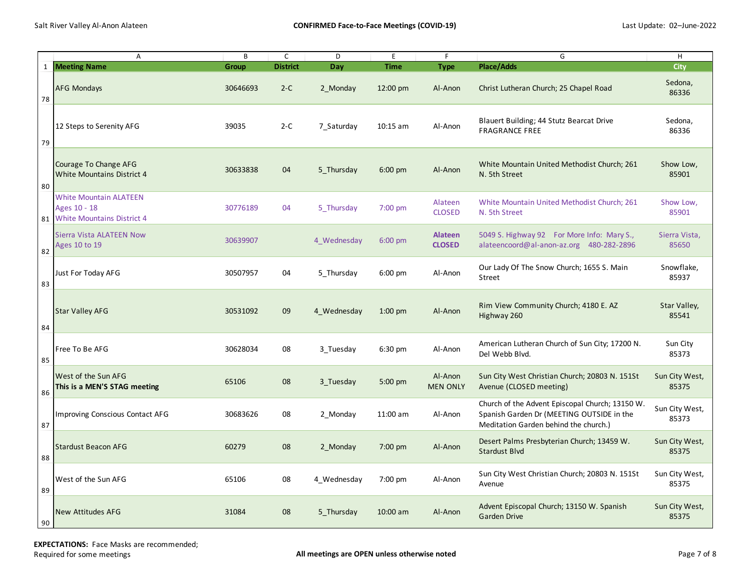| | A | B | C | D | E | F | G | H |
|---|---|---|---|---|---|---|---|---|
| 1 | **Meeting Name** | **Group** | **District** | **Day** | **Time** | **Type** | **Place/Adds** | **City** |
| 78 | AFG Mondays | 30646693 | 2-C | 2_Monday | 12:00 pm | Al-Anon | Christ Lutheran Church; 25 Chapel Road | Sedona, 86336 |
| 79 | 12 Steps to Serenity AFG | 39035 | 2-C | 7_Saturday | 10:15 am | Al-Anon | Blauert Building; 44 Stutz Bearcat Drive FRAGRANCE FREE | Sedona, 86336 |
| 80 | Courage To Change AFG White Mountains District 4 | 30633838 | 04 | 5_Thursday | 6:00 pm | Al-Anon | White Mountain United Methodist Church; 261 N. 5th Street | Show Low, 85901 |
| 81 | White Mountain ALATEEN Ages 10 - 18 White Mountains District 4 | 30776189 | 04 | 5_Thursday | 7:00 pm | Alateen CLOSED | White Mountain United Methodist Church; 261 N. 5th Street | Show Low, 85901 |
| 82 | Sierra Vista ALATEEN Now Ages 10 to 19 | 30639907 | | 4_Wednesday | 6:00 pm | **Alateen CLOSED** | 5049 S. Highway 92 For More Info: Mary S., alateencoord@al-anon-az.org 480-282-2896 | Sierra Vista, 85650 |
| 83 | Just For Today AFG | 30507957 | 04 | 5_Thursday | 6:00 pm | Al-Anon | Our Lady Of The Snow Church; 1655 S. Main Street | Snowflake, 85937 |
| 84 | Star Valley AFG | 30531092 | 09 | 4_Wednesday | 1:00 pm | Al-Anon | Rim View Community Church; 4180 E. AZ Highway 260 | Star Valley, 85541 |
| 85 | Free To Be AFG | 30628034 | 08 | 3_Tuesday | 6:30 pm | Al-Anon | American Lutheran Church of Sun City; 17200 N. Del Webb Blvd. | Sun City 85373 |
| 86 | West of the Sun AFG **This is a MEN'S STAG meeting** | 65106 | 08 | 3_Tuesday | 5:00 pm | Al-Anon MEN ONLY | Sun City West Christian Church; 20803 N. 151St Avenue (CLOSED meeting) | Sun City West, 85375 |
| 87 | Improving Conscious Contact AFG | 30683626 | 08 | 2_Monday | 11:00 am | Al-Anon | Church of the Advent Episcopal Church; 13150 W. Spanish Garden Dr (MEETING OUTSIDE in the Meditation Garden behind the church.) | Sun City West, 85373 |
| 88 | Stardust Beacon AFG | 60279 | 08 | 2_Monday | 7:00 pm | Al-Anon | Desert Palms Presbyterian Church; 13459 W. Stardust Blvd | Sun City West, 85375 |
| 89 | West of the Sun AFG | 65106 | 08 | 4_Wednesday | 7:00 pm | Al-Anon | Sun City West Christian Church; 20803 N. 151St Avenue | Sun City West, 85375 |
| 90 | New Attitudes AFG | 31084 | 08 | 5_Thursday | 10:00 am | Al-Anon | Advent Episcopal Church; 13150 W. Spanish Garden Drive | Sun City West, 85375 |

**EXPECTATIONS:** Face Masks are recommended; Required for some meetings

**All meetings are OPEN unless otherwise noted**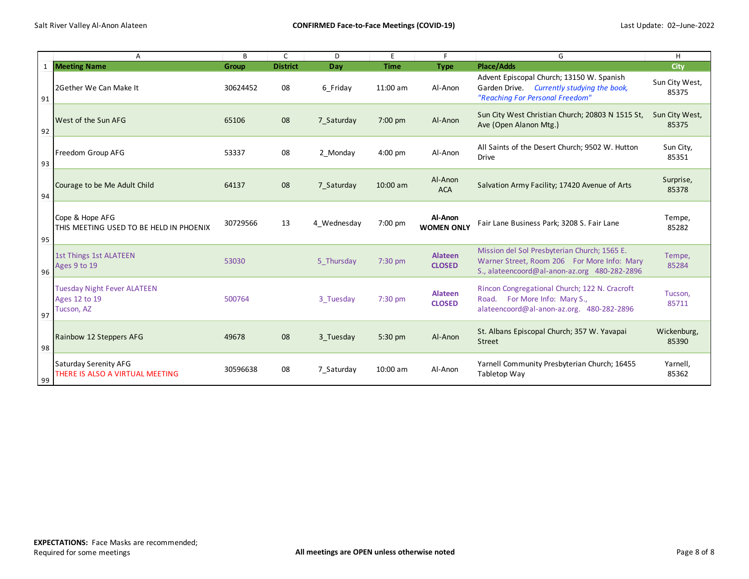| | A | B | C | D | E | F | G | H |
|---|---|---|---|---|---|---|---|---|
| 1 | **Meeting Name** | **Group** | **District** | **Day** | **Time** | **Type** | **Place/Adds** | **City** |
| 91 | 2Gether We Can Make It | 30624452 | 08 | 6_Friday | 11:00 am | Al-Anon | Advent Episcopal Church; 13150 W. Spanish Garden Drive. *Currently studying the book, "Reaching For Personal Freedom"* | Sun City West, 85375 |
| 92 | West of the Sun AFG | 65106 | 08 | 7_Saturday | 7:00 pm | Al-Anon | Sun City West Christian Church; 20803 N 1515 St, Ave (Open Alanon Mtg.) | Sun City West, 85375 |
| 93 | Freedom Group AFG | 53337 | 08 | 2_Monday | 4:00 pm | Al-Anon | All Saints of the Desert Church; 9502 W. Hutton Drive | Sun City, 85351 |
| 94 | Courage to be Me Adult Child | 64137 | 08 | 7_Saturday | 10:00 am | Al-Anon ACA | Salvation Army Facility; 17420 Avenue of Arts | Surprise, 85378 |
| 95 | Cope & Hope AFG THIS MEETING USED TO BE HELD IN PHOENIX | 30729566 | 13 | 4_Wednesday | 7:00 pm | **Al-Anon WOMEN ONLY** | Fair Lane Business Park; 3208 S. Fair Lane | Tempe, 85282 |
| 96 | 1st Things 1st ALATEEN Ages 9 to 19 | 53030 | | 5_Thursday | 7:30 pm | **Alateen CLOSED** | Mission del Sol Presbyterian Church; 1565 E. Warner Street, Room 206 For More Info: Mary S., alateencoord@al-anon-az.org 480-282-2896 | Tempe, 85284 |
| 97 | Tuesday Night Fever ALATEEN Ages 12 to 19 Tucson, AZ | 500764 | | 3_Tuesday | 7:30 pm | **Alateen CLOSED** | Rincon Congregational Church; 122 N. Cracroft Road. For More Info: Mary S., alateencoord@al-anon-az.org. 480-282-2896 | Tucson, 85711 |
| 98 | Rainbow 12 Steppers AFG | 49678 | 08 | 3_Tuesday | 5:30 pm | Al-Anon | St. Albans Episcopal Church; 357 W. Yavapai Street | Wickenburg, 85390 |
| 99 | Saturday Serenity AFG THERE IS ALSO A VIRTUAL MEETING | 30596638 | 08 | 7_Saturday | 10:00 am | Al-Anon | Yarnell Community Presbyterian Church; 16455 Tabletop Way | Yarnell, 85362 |

**EXPECTATIONS:** Face Masks are recommended; Required for some meetings

**All meetings are OPEN unless otherwise noted**